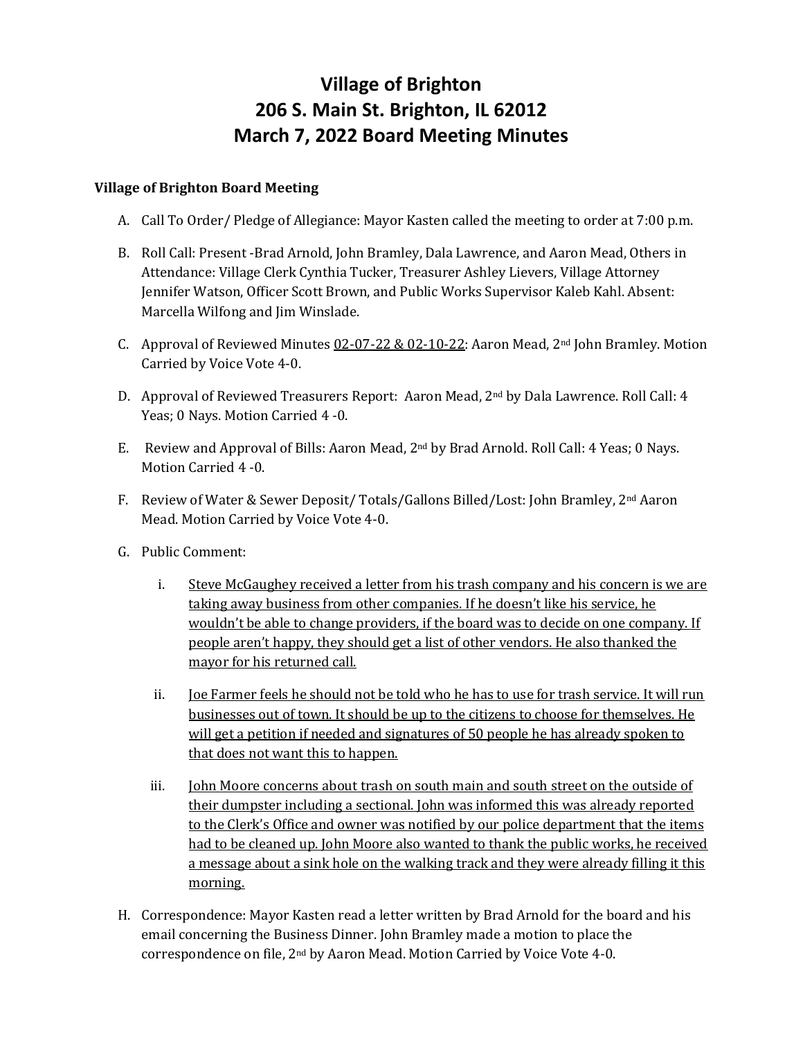# Village of Brighton
# 206 S. Main St. Brighton, IL 62012
# March 7, 2022 Board Meeting Minutes

**Village of Brighton Board Meeting**

A. Call To Order/ Pledge of Allegiance: Mayor Kasten called the meeting to order at 7:00 p.m.

B. Roll Call: Present -Brad Arnold, John Bramley, Dala Lawrence, and Aaron Mead, Others in Attendance: Village Clerk Cynthia Tucker, Treasurer Ashley Lievers, Village Attorney Jennifer Watson, Officer Scott Brown, and Public Works Supervisor Kaleb Kahl. Absent: Marcella Wilfong and Jim Winslade.

C. Approval of Reviewed Minutes <u>02-07-22 & 02-10-22</u>: Aaron Mead, 2nd John Bramley. Motion Carried by Voice Vote 4-0.

D. Approval of Reviewed Treasurers Report: Aaron Mead, 2nd by Dala Lawrence. Roll Call: 4 Yeas; 0 Nays. Motion Carried 4 -0.

E. Review and Approval of Bills: Aaron Mead, 2nd by Brad Arnold. Roll Call: 4 Yeas; 0 Nays. Motion Carried 4 -0.

F. Review of Water & Sewer Deposit/ Totals/Gallons Billed/Lost: John Bramley, 2nd Aaron Mead. Motion Carried by Voice Vote 4-0.

G. Public Comment:

   i. <u>Steve McGaughey received a letter from his trash company and his concern is we are taking away business from other companies. If he doesn't like his service, he wouldn't be able to change providers, if the board was to decide on one company. If people aren't happy, they should get a list of other vendors. He also thanked the mayor for his returned call.</u>

   ii. <u>Joe Farmer feels he should not be told who he has to use for trash service. It will run businesses out of town. It should be up to the citizens to choose for themselves. He will get a petition if needed and signatures of 50 people he has already spoken to that does not want this to happen.</u>

   iii. <u>John Moore concerns about trash on south main and south street on the outside of their dumpster including a sectional. John was informed this was already reported to the Clerk's Office and owner was notified by our police department that the items had to be cleaned up. John Moore also wanted to thank the public works, he received a message about a sink hole on the walking track and they were already filling it this morning.</u>

H. Correspondence: Mayor Kasten read a letter written by Brad Arnold for the board and his email concerning the Business Dinner. John Bramley made a motion to place the correspondence on file, 2nd by Aaron Mead. Motion Carried by Voice Vote 4-0.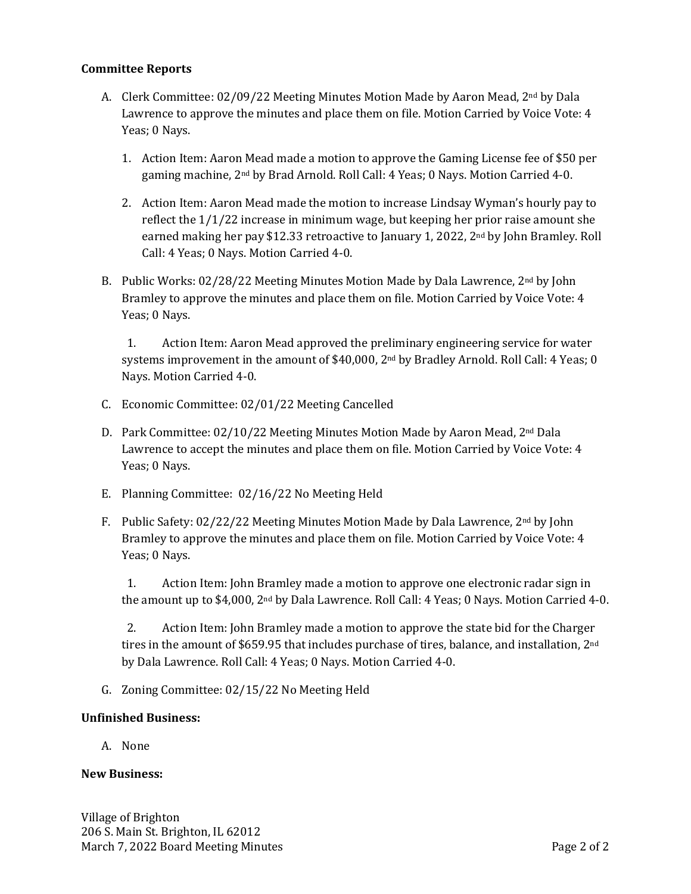**Committee Reports**

A. Clerk Committee: 02/09/22 Meeting Minutes Motion Made by Aaron Mead, 2nd by Dala Lawrence to approve the minutes and place them on file. Motion Carried by Voice Vote: 4 Yeas; 0 Nays.

   1. Action Item: Aaron Mead made a motion to approve the Gaming License fee of $50 per gaming machine, 2nd by Brad Arnold. Roll Call: 4 Yeas; 0 Nays. Motion Carried 4-0.

   2. Action Item: Aaron Mead made the motion to increase Lindsay Wyman's hourly pay to reflect the 1/1/22 increase in minimum wage, but keeping her prior raise amount she earned making her pay $12.33 retroactive to January 1, 2022, 2nd by John Bramley. Roll Call: 4 Yeas; 0 Nays. Motion Carried 4-0.

B. Public Works: 02/28/22 Meeting Minutes Motion Made by Dala Lawrence, 2nd by John Bramley to approve the minutes and place them on file. Motion Carried by Voice Vote: 4 Yeas; 0 Nays.

   1. Action Item: Aaron Mead approved the preliminary engineering service for water systems improvement in the amount of $40,000, 2nd by Bradley Arnold. Roll Call: 4 Yeas; 0 Nays. Motion Carried 4-0.

C. Economic Committee: 02/01/22 Meeting Cancelled

D. Park Committee: 02/10/22 Meeting Minutes Motion Made by Aaron Mead, 2nd Dala Lawrence to accept the minutes and place them on file. Motion Carried by Voice Vote: 4 Yeas; 0 Nays.

E. Planning Committee: 02/16/22 No Meeting Held

F. Public Safety: 02/22/22 Meeting Minutes Motion Made by Dala Lawrence, 2nd by John Bramley to approve the minutes and place them on file. Motion Carried by Voice Vote: 4 Yeas; 0 Nays.

   1. Action Item: John Bramley made a motion to approve one electronic radar sign in the amount up to $4,000, 2nd by Dala Lawrence. Roll Call: 4 Yeas; 0 Nays. Motion Carried 4-0.

   2. Action Item: John Bramley made a motion to approve the state bid for the Charger tires in the amount of $659.95 that includes purchase of tires, balance, and installation, 2nd by Dala Lawrence. Roll Call: 4 Yeas; 0 Nays. Motion Carried 4-0.

G. Zoning Committee: 02/15/22 No Meeting Held

**Unfinished Business:**

A. None

**New Business:**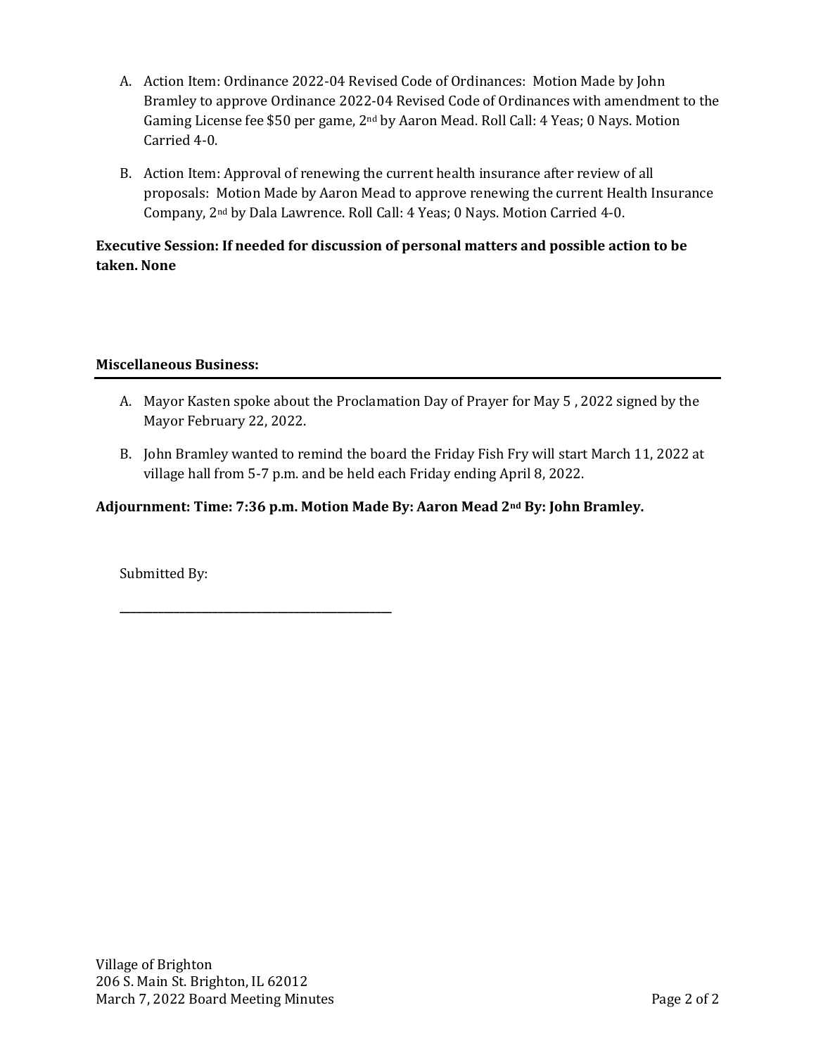A. Action Item: Ordinance 2022-04 Revised Code of Ordinances: Motion Made by John Bramley to approve Ordinance 2022-04 Revised Code of Ordinances with amendment to the Gaming License fee $50 per game, 2nd by Aaron Mead. Roll Call: 4 Yeas; 0 Nays. Motion Carried 4-0.

B. Action Item: Approval of renewing the current health insurance after review of all proposals: Motion Made by Aaron Mead to approve renewing the current Health Insurance Company, 2nd by Dala Lawrence. Roll Call: 4 Yeas; 0 Nays. Motion Carried 4-0.

**Executive Session: If needed for discussion of personal matters and possible action to be taken. None**

**Miscellaneous Business:**

A. Mayor Kasten spoke about the Proclamation Day of Prayer for May 5 , 2022 signed by the Mayor February 22, 2022.

B. John Bramley wanted to remind the board the Friday Fish Fry will start March 11, 2022 at village hall from 5-7 p.m. and be held each Friday ending April 8, 2022.

**Adjournment: Time: 7:36 p.m. Motion Made By: Aaron Mead 2nd By: John Bramley.**

Submitted By:

\_\_\_\_\_\_\_\_\_\_\_\_\_\_\_\_\_\_\_\_\_\_\_\_\_\_\_\_\_\_\_\_\_\_\_\_\_\_\_\_\_\_

Village of Brighton
206 S. Main St. Brighton, IL 62012
March 7, 2022 Board Meeting Minutes